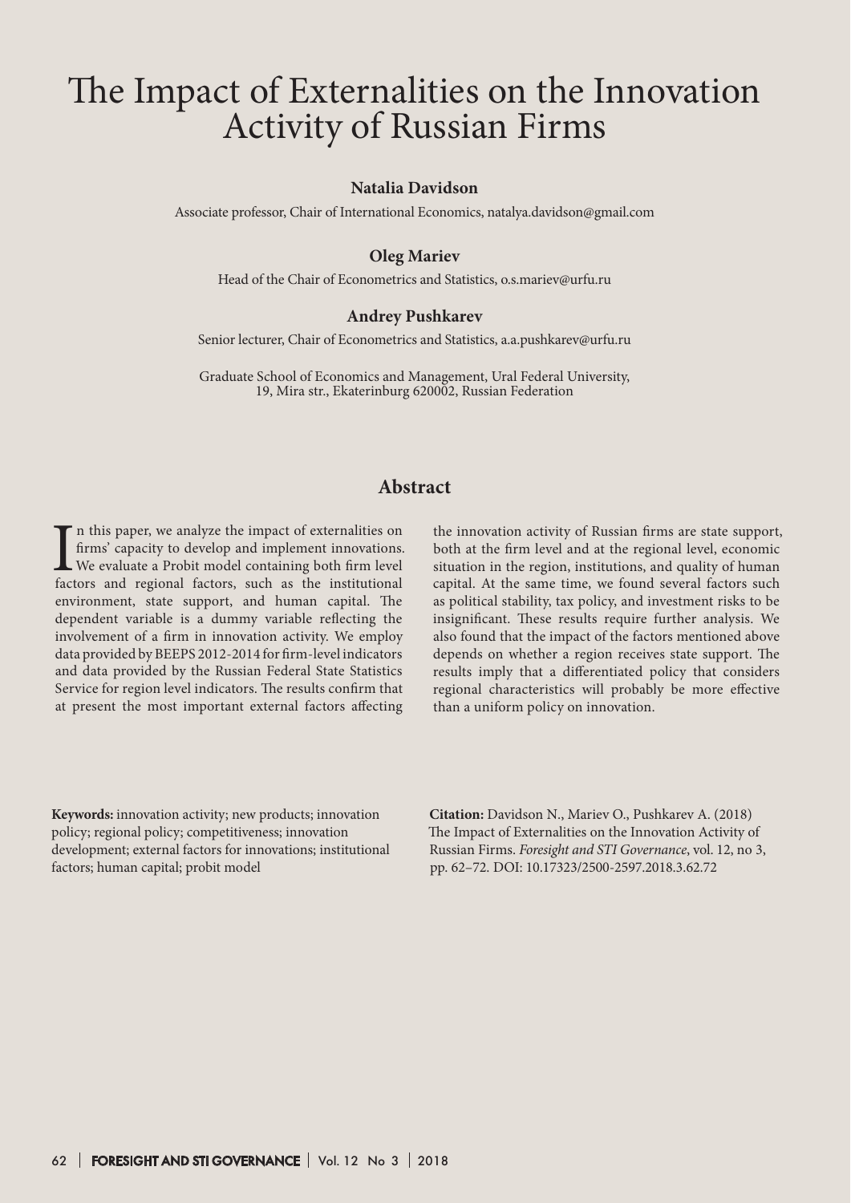# The Impact of Externalities on the Innovation Activity of Russian Firms

**Natalia Davidson**

Associate professor, Chair of International Economics, natalya.davidson@gmail.com

**Oleg Mariev**

Head of the Chair of Econometrics and Statistics, o.s.mariev@urfu.ru

**Andrey Pushkarev**

Senior lecturer, Chair of Econometrics and Statistics, a.a.pushkarev@urfu.ru

Graduate School of Economics and Management, Ural Federal University, 19, Mira str., Ekaterinburg 620002, Russian Federation

## Abstract

In this paper, we analyze the impact of externalities on firms' capacity to develop and implement innovations. We evaluate a Probit model containing both firm level factors and regional factors, such as the institutional environment, state support, and human capital. The dependent variable is a dummy variable reflecting the involvement of a firm in innovation activity. We employ data provided by BEEPS 2012-2014 for firm-level indicators and data provided by the Russian Federal State Statistics Service for region level indicators. The results confirm that at present the most important external factors affecting the innovation activity of Russian firms are state support, both at the firm level and at the regional level, economic situation in the region, institutions, and quality of human capital. At the same time, we found several factors such as political stability, tax policy, and investment risks to be insignificant. These results require further analysis. We also found that the impact of the factors mentioned above depends on whether a region receives state support. The results imply that a differentiated policy that considers regional characteristics will probably be more effective than a uniform policy on innovation.

**Keywords:** innovation activity; new products; innovation policy; regional policy; competitiveness; innovation development; external factors for innovations; institutional factors; human capital; probit model

**Citation:** Davidson N., Mariev O., Pushkarev A. (2018) The Impact of Externalities on the Innovation Activity of Russian Firms. *Foresight and STI Governance*, vol. 12, no 3, pp. 62–72. DOI: 10.17323/2500-2597.2018.3.62.72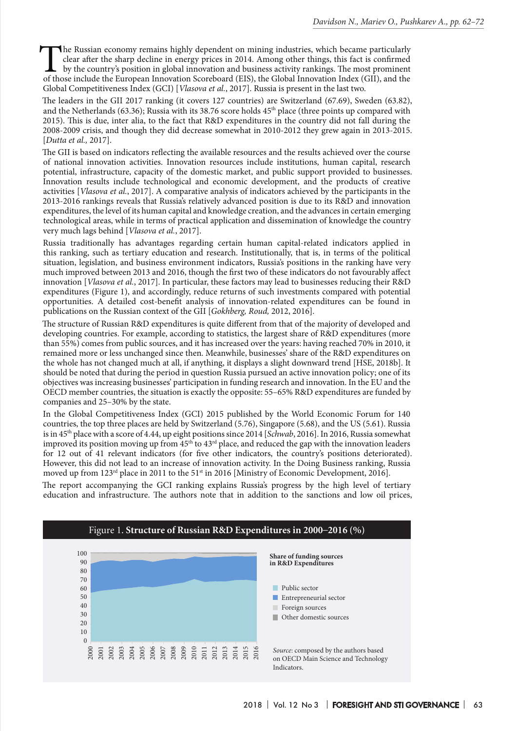The Russian economy remains highly dependent on mining industries, which became particularly clear after the sharp decline in energy prices in 2014. Among other things, this fact is confirmed by the country's position in global innovation and business activity rankings. The most prominent of those include the European Innovation Scoreboard (EIS), the Global Innovation Index (GII), and the Global Competitiveness Index (GCI) [*Vlasova et al.*, 2017]. Russia is present in the last two.

The leaders in the GII 2017 ranking (it covers 127 countries) are Switzerland (67.69), Sweden (63.82), and the Netherlands (63.36); Russia with its 38.76 score holds 45th place (three points up compared with 2015). This is due, inter alia, to the fact that R&D expenditures in the country did not fall during the 2008-2009 crisis, and though they did decrease somewhat in 2010-2012 they grew again in 2013-2015. [*Dutta et al.,* 2017].

The GII is based on indicators reflecting the available resources and the results achieved over the course of national innovation activities. Innovation resources include institutions, human capital, research potential, infrastructure, capacity of the domestic market, and public support provided to businesses. Innovation results include technological and economic development, and the products of creative activities [*Vlasova et al.*, 2017]. A comparative analysis of indicators achieved by the participants in the 2013-2016 rankings reveals that Russia's relatively advanced position is due to its R&D and innovation expenditures, the level of its human capital and knowledge creation, and the advances in certain emerging technological areas, while in terms of practical application and dissemination of knowledge the country very much lags behind [*Vlasova et al.*, 2017].

Russia traditionally has advantages regarding certain human capital-related indicators applied in this ranking, such as tertiary education and research. Institutionally, that is, in terms of the political situation, legislation, and business environment indicators, Russia's positions in the ranking have very much improved between 2013 and 2016, though the first two of these indicators do not favourably affect innovation [*Vlasova et al.*, 2017]. In particular, these factors may lead to businesses reducing their R&D expenditures (Figure 1), and accordingly, reduce returns of such investments compared with potential opportunities. A detailed cost-benefit analysis of innovation-related expenditures can be found in publications on the Russian context of the GII [*Gokhberg, Roud,* 2012, 2016].

The structure of Russian R&D expenditures is quite different from that of the majority of developed and developing countries. For example, according to statistics, the largest share of R&D expenditures (more than 55%) comes from public sources, and it has increased over the years: having reached 70% in 2010, it remained more or less unchanged since then. Meanwhile, businesses' share of the R&D expenditures on the whole has not changed much at all, if anything, it displays a slight downward trend [HSE, 2018b]. It should be noted that during the period in question Russia pursued an active innovation policy; one of its objectives was increasing businesses' participation in funding research and innovation. In the EU and the OECD member countries, the situation is exactly the opposite: 55–65% R&D expenditures are funded by companies and 25–30% by the state.

In the Global Competitiveness Index (GCI) 2015 published by the World Economic Forum for 140 countries, the top three places are held by Switzerland (5.76), Singapore (5.68), and the US (5.61). Russia is in 45th place with a score of 4.44, up eight positions since 2014 [*Schwab*, 2016]. In 2016, Russia somewhat improved its position moving up from 45th to 43rd place, and reduced the gap with the innovation leaders for 12 out of 41 relevant indicators (for five other indicators, the country's positions deteriorated). However, this did not lead to an increase of innovation activity. In the Doing Business ranking, Russia moved up from 123rd place in 2011 to the 51st in 2016 [Ministry of Economic Development, 2016].

The report accompanying the GCI ranking explains Russia's progress by the high level of tertiary education and infrastructure. The authors note that in addition to the sanctions and low oil prices,

Figure 1. **Structure of Russian R&D Expenditures in 2000–2016 (%)**

**Share of funding sources in R&D Expenditures**

- Public sector
- Entrepreneurial sector
- Foreign sources
- Other domestic sources

*Source*: composed by the authors based on OECD Main Science and Technology Indicators.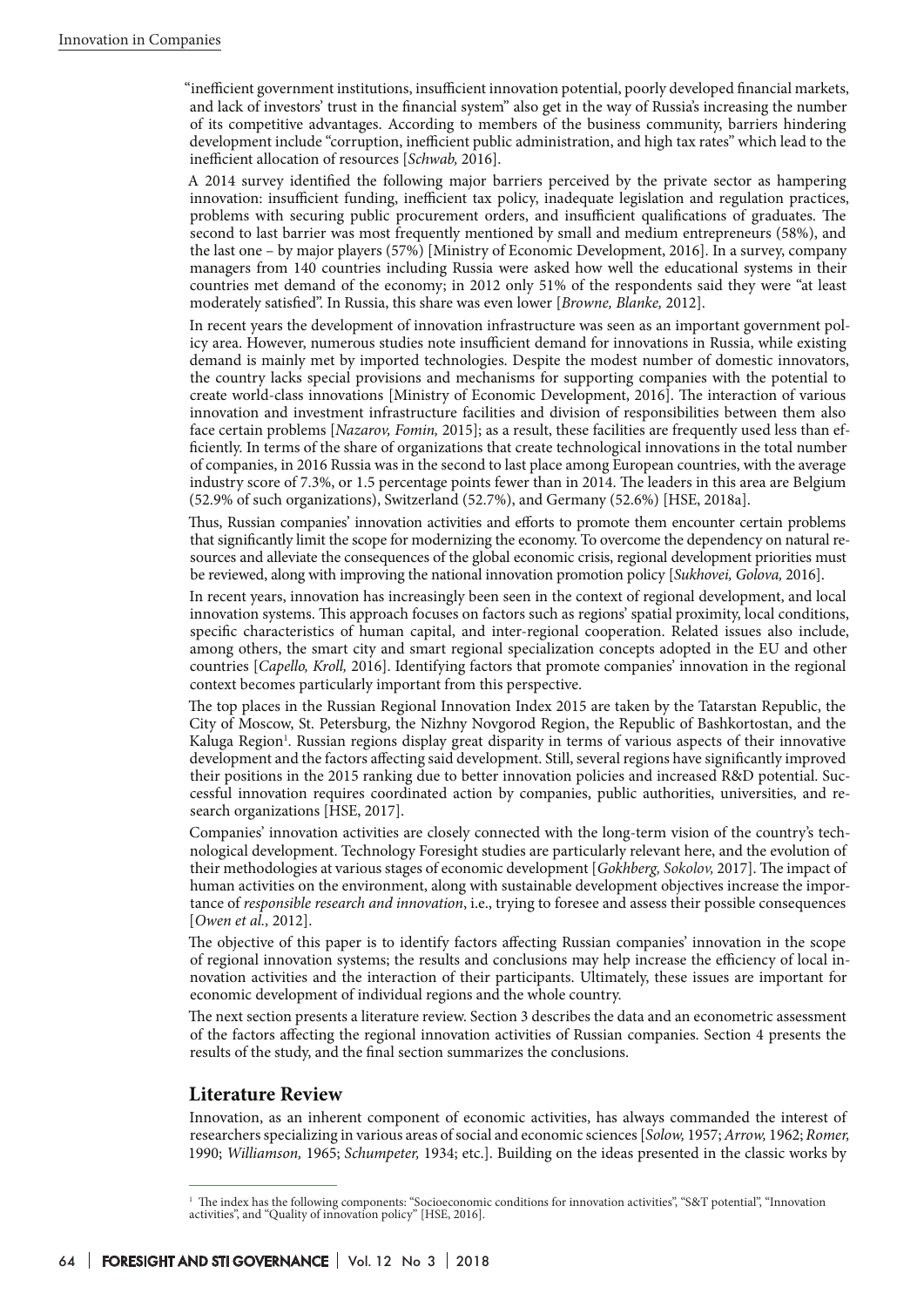"inefficient government institutions, insufficient innovation potential, poorly developed financial markets, and lack of investors' trust in the financial system" also get in the way of Russia's increasing the number of its competitive advantages. According to members of the business community, barriers hindering development include "corruption, inefficient public administration, and high tax rates" which lead to the inefficient allocation of resources [*Schwab,* 2016].

A 2014 survey identified the following major barriers perceived by the private sector as hampering innovation: insufficient funding, inefficient tax policy, inadequate legislation and regulation practices, problems with securing public procurement orders, and insufficient qualifications of graduates. The second to last barrier was most frequently mentioned by small and medium entrepreneurs (58%), and the last one – by major players (57%) [Ministry of Economic Development, 2016]. In a survey, company managers from 140 countries including Russia were asked how well the educational systems in their countries met demand of the economy; in 2012 only 51% of the respondents said they were "at least moderately satisfied". In Russia, this share was even lower [*Browne, Blanke,* 2012].

In recent years the development of innovation infrastructure was seen as an important government policy area. However, numerous studies note insufficient demand for innovations in Russia, while existing demand is mainly met by imported technologies. Despite the modest number of domestic innovators, the country lacks special provisions and mechanisms for supporting companies with the potential to create world-class innovations [Ministry of Economic Development, 2016]. The interaction of various innovation and investment infrastructure facilities and division of responsibilities between them also face certain problems [*Nazarov, Fomin,* 2015]; as a result, these facilities are frequently used less than efficiently. In terms of the share of organizations that create technological innovations in the total number of companies, in 2016 Russia was in the second to last place among European countries, with the average industry score of 7.3%, or 1.5 percentage points fewer than in 2014. The leaders in this area are Belgium (52.9% of such organizations), Switzerland (52.7%), and Germany (52.6%) [HSE, 2018a].

Thus, Russian companies' innovation activities and efforts to promote them encounter certain problems that significantly limit the scope for modernizing the economy. To overcome the dependency on natural resources and alleviate the consequences of the global economic crisis, regional development priorities must be reviewed, along with improving the national innovation promotion policy [*Sukhovei, Golova,* 2016].

In recent years, innovation has increasingly been seen in the context of regional development, and local innovation systems. This approach focuses on factors such as regions' spatial proximity, local conditions, specific characteristics of human capital, and inter-regional cooperation. Related issues also include, among others, the smart city and smart regional specialization concepts adopted in the EU and other countries [*Capello, Kroll,* 2016]. Identifying factors that promote companies' innovation in the regional context becomes particularly important from this perspective.

The top places in the Russian Regional Innovation Index 2015 are taken by the Tatarstan Republic, the City of Moscow, St. Petersburg, the Nizhny Novgorod Region, the Republic of Bashkortostan, and the Kaluga Region[1]. Russian regions display great disparity in terms of various aspects of their innovative development and the factors affecting said development. Still, several regions have significantly improved their positions in the 2015 ranking due to better innovation policies and increased R&D potential. Successful innovation requires coordinated action by companies, public authorities, universities, and research organizations [HSE, 2017].

Companies' innovation activities are closely connected with the long-term vision of the country's technological development. Technology Foresight studies are particularly relevant here, and the evolution of their methodologies at various stages of economic development [*Gokhberg, Sokolov,* 2017]. The impact of human activities on the environment, along with sustainable development objectives increase the importance of *responsible research and innovation*, i.e., trying to foresee and assess their possible consequences [*Owen et al.,* 2012].

The objective of this paper is to identify factors affecting Russian companies' innovation in the scope of regional innovation systems; the results and conclusions may help increase the efficiency of local innovation activities and the interaction of their participants. Ultimately, these issues are important for economic development of individual regions and the whole country.

The next section presents a literature review. Section 3 describes the data and an econometric assessment of the factors affecting the regional innovation activities of Russian companies. Section 4 presents the results of the study, and the final section summarizes the conclusions.

## Literature Review

Innovation, as an inherent component of economic activities, has always commanded the interest of researchers specializing in various areas of social and economic sciences [*Solow,* 1957; *Arrow,* 1962; *Romer,* 1990; *Williamson,* 1965; *Schumpeter,* 1934; etc.]. Building on the ideas presented in the classic works by

[1] The index has the following components: "Socioeconomic conditions for innovation activities", "S&T potential", "Innovation activities", and "Quality of innovation policy" [HSE, 2016].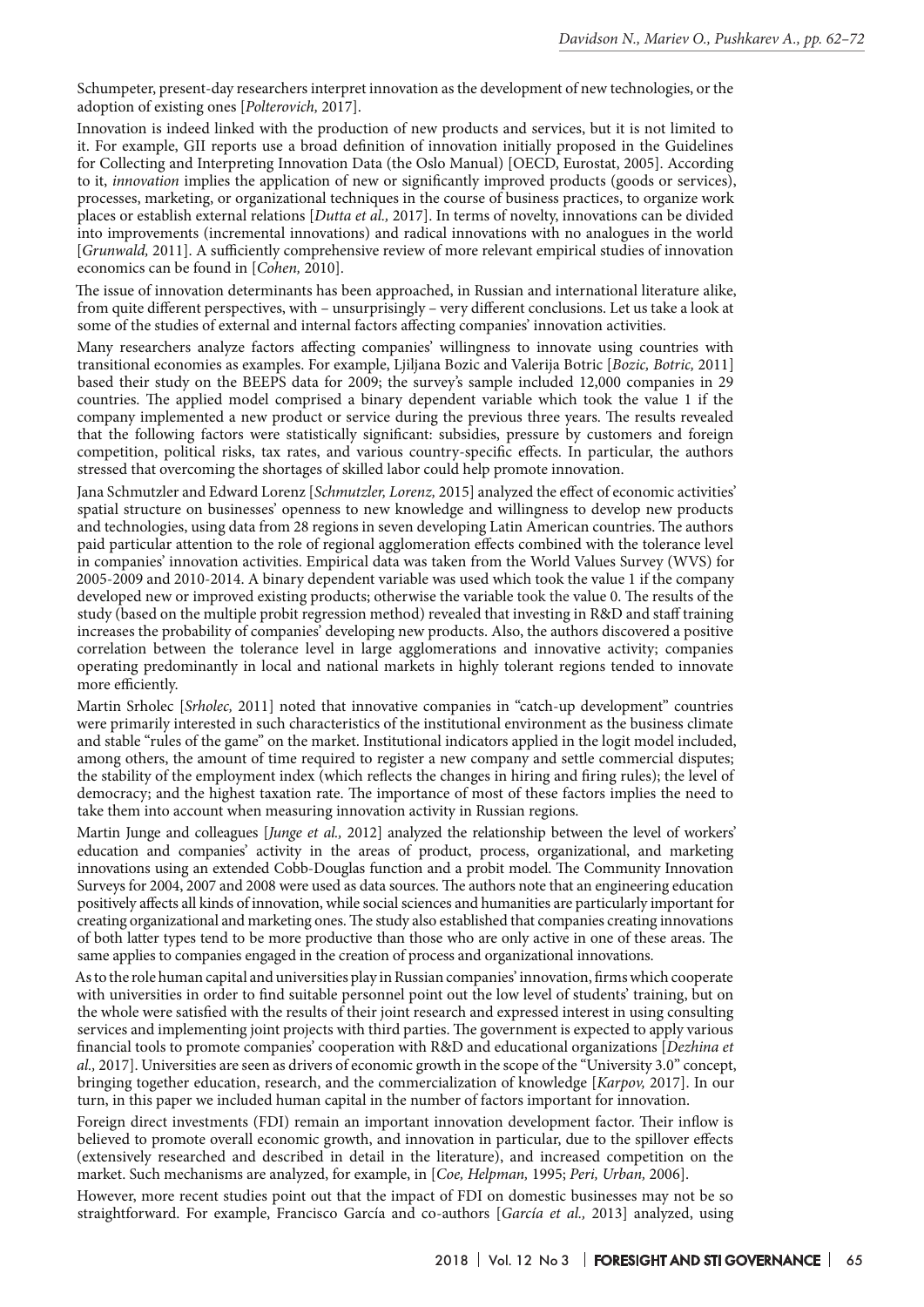Schumpeter, present-day researchers interpret innovation as the development of new technologies, or the adoption of existing ones [*Polterovich,* 2017].

Innovation is indeed linked with the production of new products and services, but it is not limited to it. For example, GII reports use a broad definition of innovation initially proposed in the Guidelines for Collecting and Interpreting Innovation Data (the Oslo Manual) [OECD, Eurostat, 2005]. According to it, *innovation* implies the application of new or significantly improved products (goods or services), processes, marketing, or organizational techniques in the course of business practices, to organize work places or establish external relations [*Dutta et al.,* 2017]. In terms of novelty, innovations can be divided into improvements (incremental innovations) and radical innovations with no analogues in the world [*Grunwald,* 2011]. A sufficiently comprehensive review of more relevant empirical studies of innovation economics can be found in [*Cohen,* 2010].

The issue of innovation determinants has been approached, in Russian and international literature alike, from quite different perspectives, with – unsurprisingly – very different conclusions. Let us take a look at some of the studies of external and internal factors affecting companies' innovation activities.

Many researchers analyze factors affecting companies' willingness to innovate using countries with transitional economies as examples. For example, Ljiljana Bozic and Valerija Botric [*Bozic, Botric,* 2011] based their study on the BEEPS data for 2009; the survey's sample included 12,000 companies in 29 countries. The applied model comprised a binary dependent variable which took the value 1 if the company implemented a new product or service during the previous three years. The results revealed that the following factors were statistically significant: subsidies, pressure by customers and foreign competition, political risks, tax rates, and various country-specific effects. In particular, the authors stressed that overcoming the shortages of skilled labor could help promote innovation.

Jana Schmutzler and Edward Lorenz [*Schmutzler, Lorenz,* 2015] analyzed the effect of economic activities' spatial structure on businesses' openness to new knowledge and willingness to develop new products and technologies, using data from 28 regions in seven developing Latin American countries. The authors paid particular attention to the role of regional agglomeration effects combined with the tolerance level in companies' innovation activities. Empirical data was taken from the World Values Survey (WVS) for 2005-2009 and 2010-2014. A binary dependent variable was used which took the value 1 if the company developed new or improved existing products; otherwise the variable took the value 0. The results of the study (based on the multiple probit regression method) revealed that investing in R&D and staff training increases the probability of companies' developing new products. Also, the authors discovered a positive correlation between the tolerance level in large agglomerations and innovative activity; companies operating predominantly in local and national markets in highly tolerant regions tended to innovate more efficiently.

Martin Srholec [*Srholec,* 2011] noted that innovative companies in "catch-up development" countries were primarily interested in such characteristics of the institutional environment as the business climate and stable "rules of the game" on the market. Institutional indicators applied in the logit model included, among others, the amount of time required to register a new company and settle commercial disputes; the stability of the employment index (which reflects the changes in hiring and firing rules); the level of democracy; and the highest taxation rate. The importance of most of these factors implies the need to take them into account when measuring innovation activity in Russian regions.

Martin Junge and colleagues [*Junge et al.,* 2012] analyzed the relationship between the level of workers' education and companies' activity in the areas of product, process, organizational, and marketing innovations using an extended Cobb-Douglas function and a probit model. The Community Innovation Surveys for 2004, 2007 and 2008 were used as data sources. The authors note that an engineering education positively affects all kinds of innovation, while social sciences and humanities are particularly important for creating organizational and marketing ones. The study also established that companies creating innovations of both latter types tend to be more productive than those who are only active in one of these areas. The same applies to companies engaged in the creation of process and organizational innovations.

As to the role human capital and universities play in Russian companies' innovation, firms which cooperate with universities in order to find suitable personnel point out the low level of students' training, but on the whole were satisfied with the results of their joint research and expressed interest in using consulting services and implementing joint projects with third parties. The government is expected to apply various financial tools to promote companies' cooperation with R&D and educational organizations [*Dezhina et al.,* 2017]. Universities are seen as drivers of economic growth in the scope of the "University 3.0" concept, bringing together education, research, and the commercialization of knowledge [*Karpov,* 2017]. In our turn, in this paper we included human capital in the number of factors important for innovation.

Foreign direct investments (FDI) remain an important innovation development factor. Their inflow is believed to promote overall economic growth, and innovation in particular, due to the spillover effects (extensively researched and described in detail in the literature), and increased competition on the market. Such mechanisms are analyzed, for example, in [*Coe, Helpman,* 1995; *Peri, Urban,* 2006].

However, more recent studies point out that the impact of FDI on domestic businesses may not be so straightforward. For example, Francisco García and co-authors [*García et al.,* 2013] analyzed, using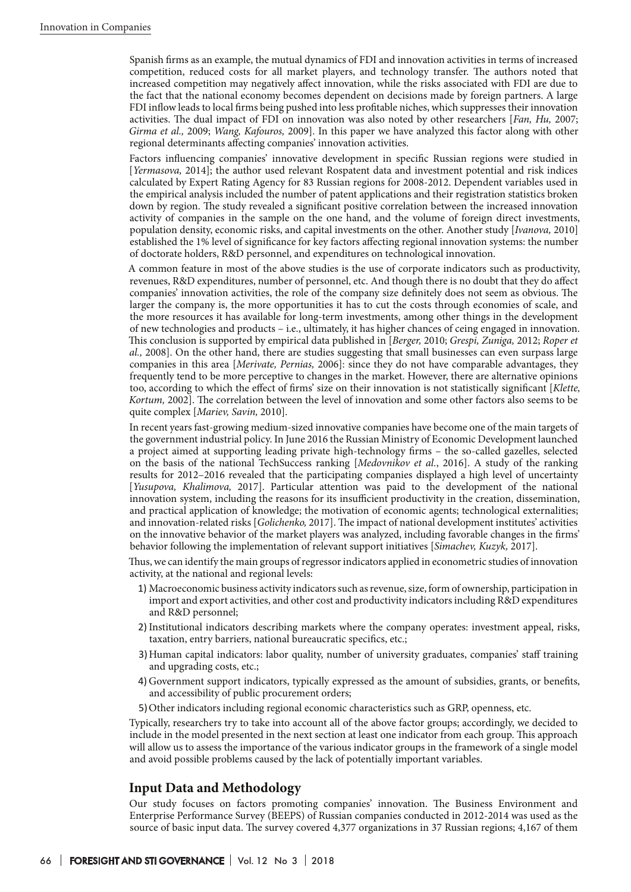Spanish firms as an example, the mutual dynamics of FDI and innovation activities in terms of increased competition, reduced costs for all market players, and technology transfer. The authors noted that increased competition may negatively affect innovation, while the risks associated with FDI are due to the fact that the national economy becomes dependent on decisions made by foreign partners. A large FDI inflow leads to local firms being pushed into less profitable niches, which suppresses their innovation activities. The dual impact of FDI on innovation was also noted by other researchers [*Fan, Hu,* 2007; *Girma et al.,* 2009; *Wang, Kafouros,* 2009]. In this paper we have analyzed this factor along with other regional determinants affecting companies' innovation activities.

Factors influencing companies' innovative development in specific Russian regions were studied in [*Yermasova,* 2014]; the author used relevant Rospatent data and investment potential and risk indices calculated by Expert Rating Agency for 83 Russian regions for 2008-2012. Dependent variables used in the empirical analysis included the number of patent applications and their registration statistics broken down by region. The study revealed a significant positive correlation between the increased innovation activity of companies in the sample on the one hand, and the volume of foreign direct investments, population density, economic risks, and capital investments on the other. Another study [*Ivanova,* 2010] established the 1% level of significance for key factors affecting regional innovation systems: the number of doctorate holders, R&D personnel, and expenditures on technological innovation.

A common feature in most of the above studies is the use of corporate indicators such as productivity, revenues, R&D expenditures, number of personnel, etc. And though there is no doubt that they do affect companies' innovation activities, the role of the company size definitely does not seem as obvious. The larger the company is, the more opportunities it has to cut the costs through economies of scale, and the more resources it has available for long-term investments, among other things in the development of new technologies and products – i.e., ultimately, it has higher chances of ceing engaged in innovation. This conclusion is supported by empirical data published in [*Berger,* 2010; *Grespi, Zuniga,* 2012; *Roper et al.,* 2008]. On the other hand, there are studies suggesting that small businesses can even surpass large companies in this area [*Merivate, Pernias,* 2006]: since they do not have comparable advantages, they frequently tend to be more perceptive to changes in the market. However, there are alternative opinions too, according to which the effect of firms' size on their innovation is not statistically significant [*Klette, Kortum,* 2002]. The correlation between the level of innovation and some other factors also seems to be quite complex [*Mariev, Savin,* 2010].

In recent years fast-growing medium-sized innovative companies have become one of the main targets of the government industrial policy. In June 2016 the Russian Ministry of Economic Development launched a project aimed at supporting leading private high-technology firms – the so-called gazelles, selected on the basis of the national TechSuccess ranking [*Medovnikov et al.*, 2016]. A study of the ranking results for 2012–2016 revealed that the participating companies displayed a high level of uncertainty [*Yusupova, Khalimova,* 2017]. Particular attention was paid to the development of the national innovation system, including the reasons for its insufficient productivity in the creation, dissemination, and practical application of knowledge; the motivation of economic agents; technological externalities; and innovation-related risks [*Golichenko,* 2017]. The impact of national development institutes' activities on the innovative behavior of the market players was analyzed, including favorable changes in the firms' behavior following the implementation of relevant support initiatives [*Simachev, Kuzyk,* 2017].

Thus, we can identify the main groups of regressor indicators applied in econometric studies of innovation activity, at the national and regional levels:

1) Macroeconomic business activity indicators such as revenue, size, form of ownership, participation in import and export activities, and other cost and productivity indicators including R&D expenditures and R&D personnel;
2) Institutional indicators describing markets where the company operates: investment appeal, risks, taxation, entry barriers, national bureaucratic specifics, etc.;
3) Human capital indicators: labor quality, number of university graduates, companies' staff training and upgrading costs, etc.;
4) Government support indicators, typically expressed as the amount of subsidies, grants, or benefits, and accessibility of public procurement orders;
5) Other indicators including regional economic characteristics such as GRP, openness, etc.

Typically, researchers try to take into account all of the above factor groups; accordingly, we decided to include in the model presented in the next section at least one indicator from each group. This approach will allow us to assess the importance of the various indicator groups in the framework of a single model and avoid possible problems caused by the lack of potentially important variables.

## Input Data and Methodology

Our study focuses on factors promoting companies' innovation. The Business Environment and Enterprise Performance Survey (BEEPS) of Russian companies conducted in 2012-2014 was used as the source of basic input data. The survey covered 4,377 organizations in 37 Russian regions; 4,167 of them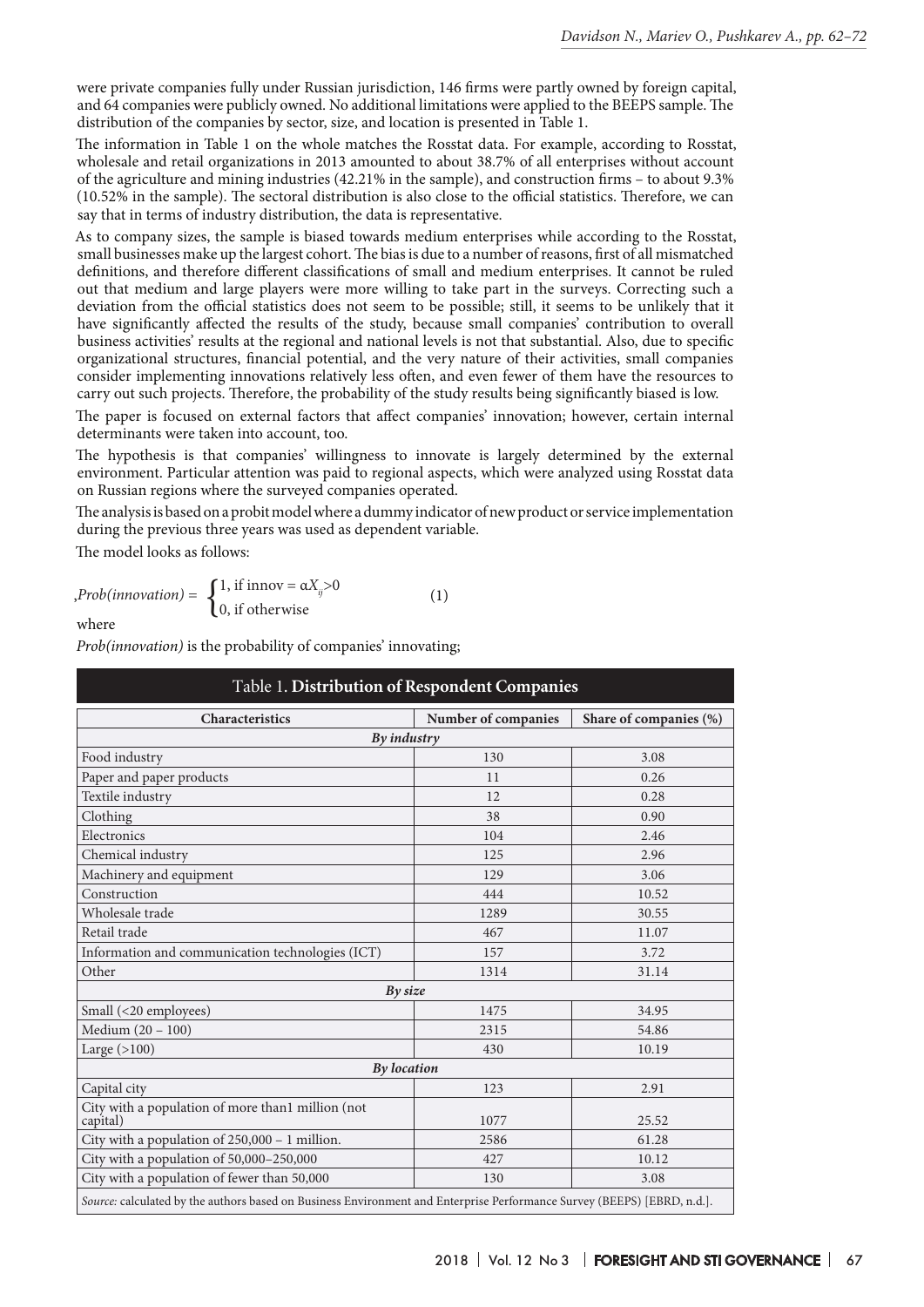were private companies fully under Russian jurisdiction, 146 firms were partly owned by foreign capital, and 64 companies were publicly owned. No additional limitations were applied to the BEEPS sample. The distribution of the companies by sector, size, and location is presented in Table 1.

The information in Table 1 on the whole matches the Rosstat data. For example, according to Rosstat, wholesale and retail organizations in 2013 amounted to about 38.7% of all enterprises without account of the agriculture and mining industries (42.21% in the sample), and construction firms – to about 9.3% (10.52% in the sample). The sectoral distribution is also close to the official statistics. Therefore, we can say that in terms of industry distribution, the data is representative.

As to company sizes, the sample is biased towards medium enterprises while according to the Rosstat, small businesses make up the largest cohort. The bias is due to a number of reasons, first of all mismatched definitions, and therefore different classifications of small and medium enterprises. It cannot be ruled out that medium and large players were more willing to take part in the surveys. Correcting such a deviation from the official statistics does not seem to be possible; still, it seems to be unlikely that it have significantly affected the results of the study, because small companies' contribution to overall business activities' results at the regional and national levels is not that substantial. Also, due to specific organizational structures, financial potential, and the very nature of their activities, small companies consider implementing innovations relatively less often, and even fewer of them have the resources to carry out such projects. Therefore, the probability of the study results being significantly biased is low.

The paper is focused on external factors that affect companies' innovation; however, certain internal determinants were taken into account, too.

The hypothesis is that companies' willingness to innovate is largely determined by the external environment. Particular attention was paid to regional aspects, which were analyzed using Rosstat data on Russian regions where the surveyed companies operated.

The analysis is based on a probit model where a dummy indicator of new product or service implementation during the previous three years was used as dependent variable.

The model looks as follows:

$$,Prob(innovation) = \begin{cases} 1, \text{ if innov} = \alpha X_{ij} > 0 \\ 0, \text{ if otherwise} \end{cases} \quad (1)$$

where

*Prob(innovation)* is the probability of companies' innovating;

Table 1. **Distribution of Respondent Companies**

| Characteristics | Number of companies | Share of companies (%) |
|---|---|---|
| *By industry* | | |
| Food industry | 130 | 3.08 |
| Paper and paper products | 11 | 0.26 |
| Textile industry | 12 | 0.28 |
| Clothing | 38 | 0.90 |
| Electronics | 104 | 2.46 |
| Chemical industry | 125 | 2.96 |
| Machinery and equipment | 129 | 3.06 |
| Construction | 444 | 10.52 |
| Wholesale trade | 1289 | 30.55 |
| Retail trade | 467 | 11.07 |
| Information and communication technologies (ICT) | 157 | 3.72 |
| Other | 1314 | 31.14 |
| *By size* | | |
| Small (<20 employees) | 1475 | 34.95 |
| Medium (20 – 100) | 2315 | 54.86 |
| Large (>100) | 430 | 10.19 |
| *By location* | | |
| Capital city | 123 | 2.91 |
| City with a population of more than1 million (not capital) | 1077 | 25.52 |
| City with a population of 250,000 – 1 million. | 2586 | 61.28 |
| City with a population of 50,000–250,000 | 427 | 10.12 |
| City with a population of fewer than 50,000 | 130 | 3.08 |

*Source:* calculated by the authors based on Business Environment and Enterprise Performance Survey (BEEPS) [EBRD, n.d.].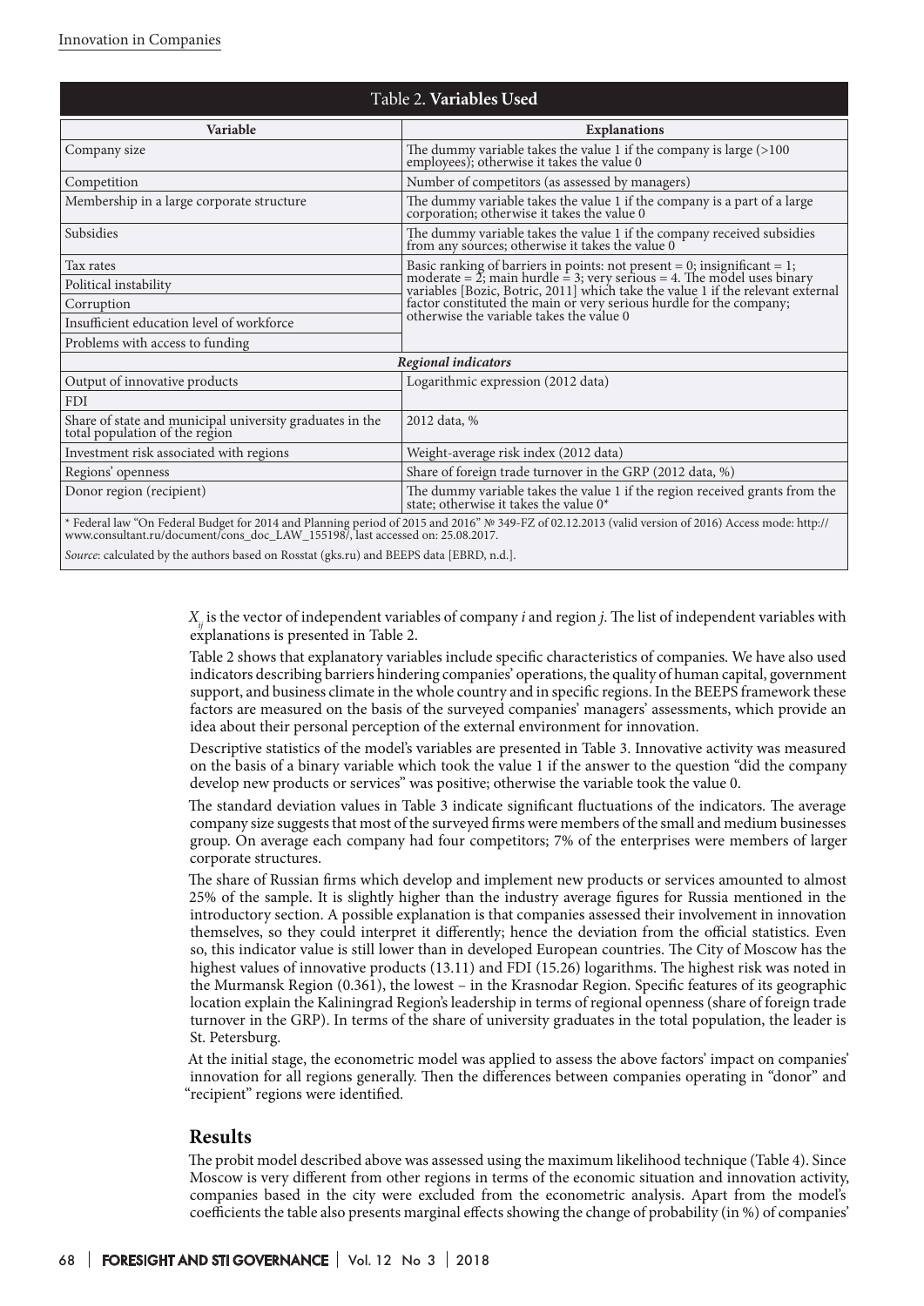Table 2. **Variables Used**

| Variable | Explanations |
|---|---|
| Company size | The dummy variable takes the value 1 if the company is large (>100 employees); otherwise it takes the value 0 |
| Competition | Number of competitors (as assessed by managers) |
| Membership in a large corporate structure | The dummy variable takes the value 1 if the company is a part of a large corporation; otherwise it takes the value 0 |
| Subsidies | The dummy variable takes the value 1 if the company received subsidies from any sources; otherwise it takes the value 0 |
| Tax rates | Basic ranking of barriers in points: not present = 0; insignificant = 1; moderate = 2; main hurdle = 3; very serious = 4. The model uses binary variables [Bozic, Botric, 2011] which take the value 1 if the relevant external factor constituted the main or very serious hurdle for the company; otherwise the variable takes the value 0 |
| Political instability | |
| Corruption | |
| Insufficient education level of workforce | |
| Problems with access to funding | |
| ***Regional indicators*** | |
| Output of innovative products | Logarithmic expression (2012 data) |
| FDI | |
| Share of state and municipal university graduates in the total population of the region | 2012 data, % |
| Investment risk associated with regions | Weight-average risk index (2012 data) |
| Regions' openness | Share of foreign trade turnover in the GRP (2012 data, %) |
| Donor region (recipient) | The dummy variable takes the value 1 if the region received grants from the state; otherwise it takes the value 0* |

\* Federal law "On Federal Budget for 2014 and Planning period of 2015 and 2016" № 349-FZ of 02.12.2013 (valid version of 2016) Access mode: http://www.consultant.ru/document/cons_doc_LAW_155198/, last accessed on: 25.08.2017.

*Source*: calculated by the authors based on Rosstat (gks.ru) and BEEPS data [EBRD, n.d.].

$X_{ij}$ is the vector of independent variables of company *i* and region *j*. The list of independent variables with explanations is presented in Table 2.

Table 2 shows that explanatory variables include specific characteristics of companies. We have also used indicators describing barriers hindering companies' operations, the quality of human capital, government support, and business climate in the whole country and in specific regions. In the BEEPS framework these factors are measured on the basis of the surveyed companies' managers' assessments, which provide an idea about their personal perception of the external environment for innovation.

Descriptive statistics of the model's variables are presented in Table 3. Innovative activity was measured on the basis of a binary variable which took the value 1 if the answer to the question "did the company develop new products or services" was positive; otherwise the variable took the value 0.

The standard deviation values in Table 3 indicate significant fluctuations of the indicators. The average company size suggests that most of the surveyed firms were members of the small and medium businesses group. On average each company had four competitors; 7% of the enterprises were members of larger corporate structures.

The share of Russian firms which develop and implement new products or services amounted to almost 25% of the sample. It is slightly higher than the industry average figures for Russia mentioned in the introductory section. A possible explanation is that companies assessed their involvement in innovation themselves, so they could interpret it differently; hence the deviation from the official statistics. Even so, this indicator value is still lower than in developed European countries. The City of Moscow has the highest values of innovative products (13.11) and FDI (15.26) logarithms. The highest risk was noted in the Murmansk Region (0.361), the lowest – in the Krasnodar Region. Specific features of its geographic location explain the Kaliningrad Region's leadership in terms of regional openness (share of foreign trade turnover in the GRP). In terms of the share of university graduates in the total population, the leader is St. Petersburg.

At the initial stage, the econometric model was applied to assess the above factors' impact on companies' innovation for all regions generally. Then the differences between companies operating in "donor" and "recipient" regions were identified.

## Results

The probit model described above was assessed using the maximum likelihood technique (Table 4). Since Moscow is very different from other regions in terms of the economic situation and innovation activity, companies based in the city were excluded from the econometric analysis. Apart from the model's coefficients the table also presents marginal effects showing the change of probability (in %) of companies'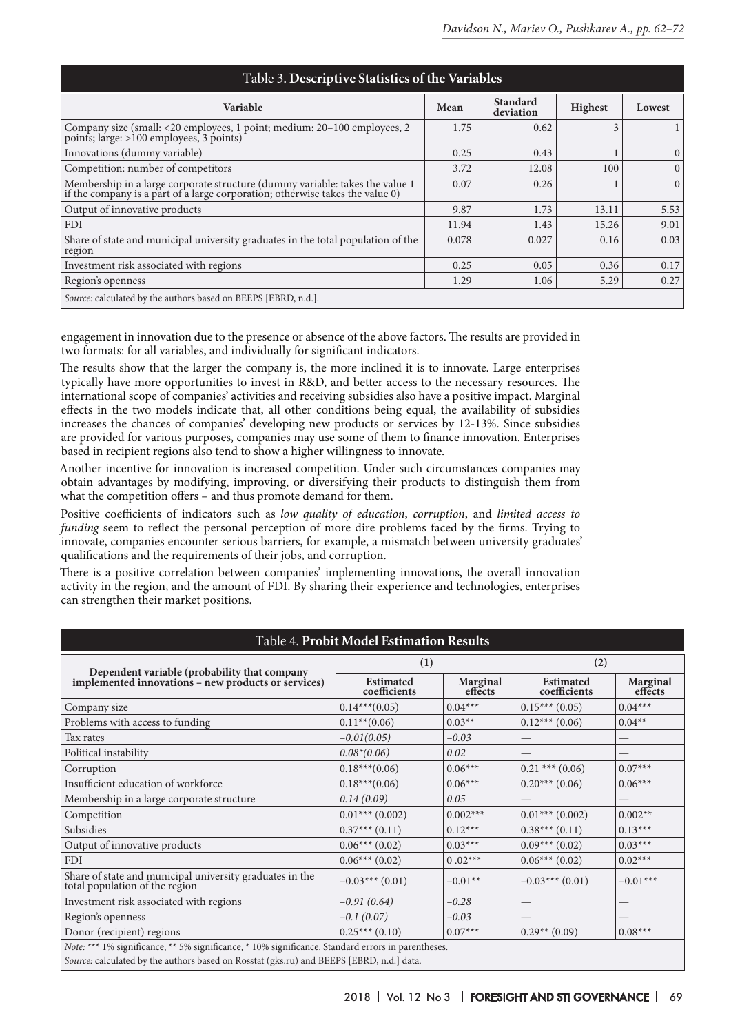**Table 3. Descriptive Statistics of the Variables**

| Variable | Mean | Standard deviation | Highest | Lowest |
|---|---|---|---|---|
| Company size (small: <20 employees, 1 point; medium: 20–100 employees, 2 points; large: >100 employees, 3 points) | 1.75 | 0.62 | 3 | 1 |
| Innovations (dummy variable) | 0.25 | 0.43 | 1 | 0 |
| Competition: number of competitors | 3.72 | 12.08 | 100 | 0 |
| Membership in a large corporate structure (dummy variable: takes the value 1 if the company is a part of a large corporation; otherwise takes the value 0) | 0.07 | 0.26 | 1 | 0 |
| Output of innovative products | 9.87 | 1.73 | 13.11 | 5.53 |
| FDI | 11.94 | 1.43 | 15.26 | 9.01 |
| Share of state and municipal university graduates in the total population of the region | 0.078 | 0.027 | 0.16 | 0.03 |
| Investment risk associated with regions | 0.25 | 0.05 | 0.36 | 0.17 |
| Region's openness | 1.29 | 1.06 | 5.29 | 0.27 |

*Source:* calculated by the authors based on BEEPS [EBRD, n.d.].

engagement in innovation due to the presence or absence of the above factors. The results are provided in two formats: for all variables, and individually for significant indicators.

The results show that the larger the company is, the more inclined it is to innovate. Large enterprises typically have more opportunities to invest in R&D, and better access to the necessary resources. The international scope of companies' activities and receiving subsidies also have a positive impact. Marginal effects in the two models indicate that, all other conditions being equal, the availability of subsidies increases the chances of companies' developing new products or services by 12-13%. Since subsidies are provided for various purposes, companies may use some of them to finance innovation. Enterprises based in recipient regions also tend to show a higher willingness to innovate.

Another incentive for innovation is increased competition. Under such circumstances companies may obtain advantages by modifying, improving, or diversifying their products to distinguish them from what the competition offers – and thus promote demand for them.

Positive coefficients of indicators such as *low quality of education*, *corruption*, and *limited access to funding* seem to reflect the personal perception of more dire problems faced by the firms. Trying to innovate, companies encounter serious barriers, for example, a mismatch between university graduates' qualifications and the requirements of their jobs, and corruption.

There is a positive correlation between companies' implementing innovations, the overall innovation activity in the region, and the amount of FDI. By sharing their experience and technologies, enterprises can strengthen their market positions.

**Table 4. Probit Model Estimation Results**

| Dependent variable (probability that company implemented innovations – new products or services) | (1) | | (2) | |
|---|---|---|---|---|
| | Estimated coefficients | Marginal effects | Estimated coefficients | Marginal effects |
| Company size | 0.14***(0.05) | 0.04*** | 0.15*** (0.05) | 0.04*** |
| Problems with access to funding | 0.11**(0.06) | 0.03** | 0.12*** (0.06) | 0.04** |
| Tax rates | *–0.01(0.05)* | *–0.03* | — | — |
| Political instability | *0.08*(0.06)* | *0.02* | — | — |
| Corruption | 0.18***(0.06) | 0.06*** | 0.21 *** (0.06) | 0.07*** |
| Insufficient education of workforce | 0.18***(0.06) | 0.06*** | 0.20*** (0.06) | 0.06*** |
| Membership in a large corporate structure | *0.14 (0.09)* | *0.05* | — | — |
| Competition | 0.01*** (0.002) | 0.002*** | 0.01*** (0.002) | 0.002** |
| Subsidies | 0.37*** (0.11) | 0.12*** | 0.38*** (0.11) | 0.13*** |
| Output of innovative products | 0.06*** (0.02) | 0.03*** | 0.09*** (0.02) | 0.03*** |
| FDI | 0.06*** (0.02) | 0 .02*** | 0.06*** (0.02) | 0.02*** |
| Share of state and municipal university graduates in the total population of the region | –0.03*** (0.01) | –0.01** | –0.03*** (0.01) | –0.01*** |
| Investment risk associated with regions | *–0.91 (0.64)* | *–0.28* | — | — |
| Region's openness | *–0.1 (0.07)* | *–0.03* | — | — |
| Donor (recipient) regions | 0.25*** (0.10) | 0.07*** | 0.29** (0.09) | 0.08*** |

*Note:* *** 1% significance, ** 5% significance, * 10% significance. Standard errors in parentheses.

*Source:* calculated by the authors based on Rosstat (gks.ru) and BEEPS [EBRD, n.d.] data.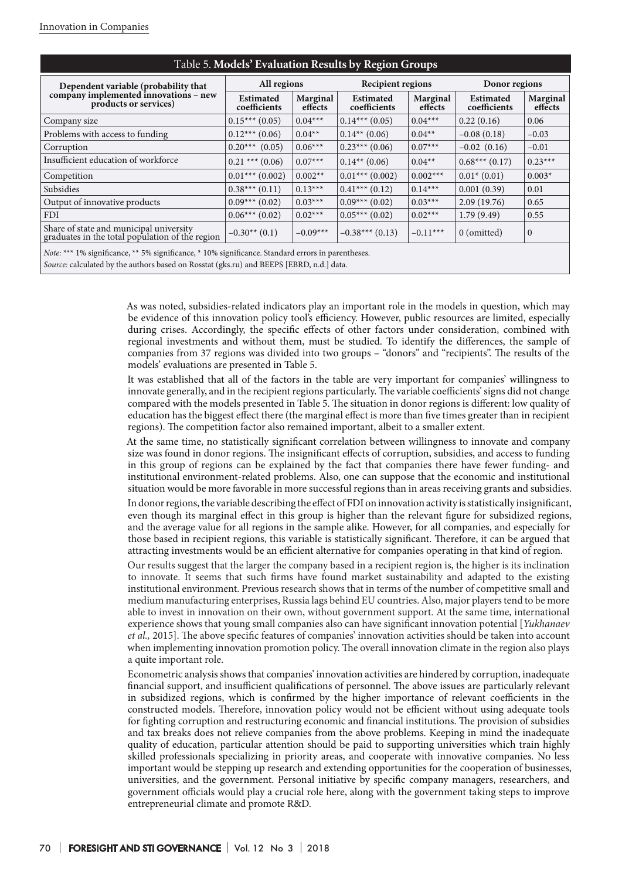Table 5. **Models' Evaluation Results by Region Groups**

| Dependent variable (probability that company implemented innovations – new products or services) | All regions | | Recipient regions | | Donor regions | |
|---|---|---|---|---|---|---|
| | Estimated coefficients | Marginal effects | Estimated coefficients | Marginal effects | Estimated coefficients | Marginal effects |
| Company size | 0.15*** (0.05) | 0.04*** | 0.14*** (0.05) | 0.04*** | 0.22 (0.16) | 0.06 |
| Problems with access to funding | 0.12*** (0.06) | 0.04** | 0.14** (0.06) | 0.04** | −0.08 (0.18) | −0.03 |
| Corruption | 0.20*** (0.05) | 0.06*** | 0.23*** (0.06) | 0.07*** | −0.02 (0.16) | −0.01 |
| Insufficient education of workforce | 0.21 *** (0.06) | 0.07*** | 0.14** (0.06) | 0.04** | 0.68*** (0.17) | 0.23*** |
| Competition | 0.01*** (0.002) | 0.002** | 0.01*** (0.002) | 0.002*** | 0.01* (0.01) | 0.003* |
| Subsidies | 0.38*** (0.11) | 0.13*** | 0.41*** (0.12) | 0.14*** | 0.001 (0.39) | 0.01 |
| Output of innovative products | 0.09*** (0.02) | 0.03*** | 0.09*** (0.02) | 0.03*** | 2.09 (19.76) | 0.65 |
| FDI | 0.06*** (0.02) | 0.02*** | 0.05*** (0.02) | 0.02*** | 1.79 (9.49) | 0.55 |
| Share of state and municipal university graduates in the total population of the region | −0.30** (0.1) | −0.09*** | −0.38*** (0.13) | −0.11*** | 0 (omitted) | 0 |

*Note:* *** 1% significance, ** 5% significance, * 10% significance. Standard errors in parentheses.
*Source:* calculated by the authors based on Rosstat (gks.ru) and BEEPS [EBRD, n.d.] data.

As was noted, subsidies-related indicators play an important role in the models in question, which may be evidence of this innovation policy tool's efficiency. However, public resources are limited, especially during crises. Accordingly, the specific effects of other factors under consideration, combined with regional investments and without them, must be studied. To identify the differences, the sample of companies from 37 regions was divided into two groups – "donors" and "recipients". The results of the models' evaluations are presented in Table 5.

It was established that all of the factors in the table are very important for companies' willingness to innovate generally, and in the recipient regions particularly. The variable coefficients' signs did not change compared with the models presented in Table 5. The situation in donor regions is different: low quality of education has the biggest effect there (the marginal effect is more than five times greater than in recipient regions). The competition factor also remained important, albeit to a smaller extent.

At the same time, no statistically significant correlation between willingness to innovate and company size was found in donor regions. The insignificant effects of corruption, subsidies, and access to funding in this group of regions can be explained by the fact that companies there have fewer funding- and institutional environment-related problems. Also, one can suppose that the economic and institutional situation would be more favorable in more successful regions than in areas receiving grants and subsidies.

In donor regions, the variable describing the effect of FDI on innovation activity is statistically insignificant, even though its marginal effect in this group is higher than the relevant figure for subsidized regions, and the average value for all regions in the sample alike. However, for all companies, and especially for those based in recipient regions, this variable is statistically significant. Therefore, it can be argued that attracting investments would be an efficient alternative for companies operating in that kind of region.

Our results suggest that the larger the company based in a recipient region is, the higher is its inclination to innovate. It seems that such firms have found market sustainability and adapted to the existing institutional environment. Previous research shows that in terms of the number of competitive small and medium manufacturing enterprises, Russia lags behind EU countries. Also, major players tend to be more able to invest in innovation on their own, without government support. At the same time, international experience shows that young small companies also can have significant innovation potential [*Yukhanaev et al.,* 2015]. The above specific features of companies' innovation activities should be taken into account when implementing innovation promotion policy. The overall innovation climate in the region also plays a quite important role.

Econometric analysis shows that companies' innovation activities are hindered by corruption, inadequate financial support, and insufficient qualifications of personnel. The above issues are particularly relevant in subsidized regions, which is confirmed by the higher importance of relevant coefficients in the constructed models. Therefore, innovation policy would not be efficient without using adequate tools for fighting corruption and restructuring economic and financial institutions. The provision of subsidies and tax breaks does not relieve companies from the above problems. Keeping in mind the inadequate quality of education, particular attention should be paid to supporting universities which train highly skilled professionals specializing in priority areas, and cooperate with innovative companies. No less important would be stepping up research and extending opportunities for the cooperation of businesses, universities, and the government. Personal initiative by specific company managers, researchers, and government officials would play a crucial role here, along with the government taking steps to improve entrepreneurial climate and promote R&D.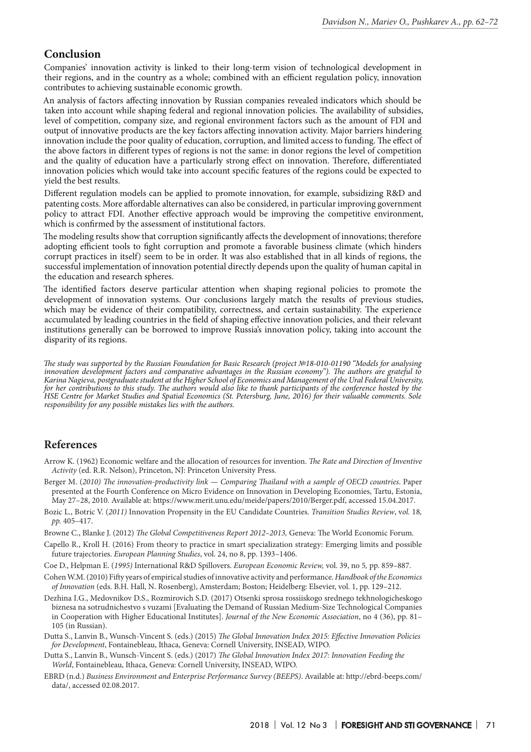## Conclusion

Companies' innovation activity is linked to their long-term vision of technological development in their regions, and in the country as a whole; combined with an efficient regulation policy, innovation contributes to achieving sustainable economic growth.

An analysis of factors affecting innovation by Russian companies revealed indicators which should be taken into account while shaping federal and regional innovation policies. The availability of subsidies, level of competition, company size, and regional environment factors such as the amount of FDI and output of innovative products are the key factors affecting innovation activity. Major barriers hindering innovation include the poor quality of education, corruption, and limited access to funding. The effect of the above factors in different types of regions is not the same: in donor regions the level of competition and the quality of education have a particularly strong effect on innovation. Therefore, differentiated innovation policies which would take into account specific features of the regions could be expected to yield the best results.

Different regulation models can be applied to promote innovation, for example, subsidizing R&D and patenting costs. More affordable alternatives can also be considered, in particular improving government policy to attract FDI. Another effective approach would be improving the competitive environment, which is confirmed by the assessment of institutional factors.

The modeling results show that corruption significantly affects the development of innovations; therefore adopting efficient tools to fight corruption and promote a favorable business climate (which hinders corrupt practices in itself) seem to be in order. It was also established that in all kinds of regions, the successful implementation of innovation potential directly depends upon the quality of human capital in the education and research spheres.

The identified factors deserve particular attention when shaping regional policies to promote the development of innovation systems. Our conclusions largely match the results of previous studies, which may be evidence of their compatibility, correctness, and certain sustainability. The experience accumulated by leading countries in the field of shaping effective innovation policies, and their relevant institutions generally can be borrowed to improve Russia's innovation policy, taking into account the disparity of its regions.

*The study was supported by the Russian Foundation for Basic Research (project №18-010-01190 "Models for analysing innovation development factors and comparative advantages in the Russian economy"). The authors are grateful to Karina Nagieva, postgraduate student at the Higher School of Economics and Management of the Ural Federal University, for her contributions to this study. The authors would also like to thank participants of the conference hosted by the HSE Centre for Market Studies and Spatial Economics (St. Petersburg, June, 2016) for their valuable comments. Sole responsibility for any possible mistakes lies with the authors.*

## References

Arrow K. (1962) Economic welfare and the allocation of resources for invention. *The Rate and Direction of Inventive Activity* (ed. R.R. Nelson), Princeton, NJ: Princeton University Press.

Berger M. (*2010) The innovation-productivity link — Comparing Thailand with a sample of OECD countries*. Paper presented at the Fourth Conference on Micro Evidence on Innovation in Developing Economies, Tartu, Estonia, May 27–28, 2010. Available at: https://www.merit.unu.edu/meide/papers/2010/Berger.pdf, accessed 15.04.2017.

Bozic L., Botric V. (*2011)* Innovation Propensity in the EU Candidate Countries. *Transition Studies Review*, v*ol.* 18*, pp.* 405–417.

Browne C., Blanke J. (2012) *The Global Competitiveness Report 2012–2013,* Geneva: The World Economic Forum.

Capello R., Kroll H. (2016) From theory to practice in smart specialization strategy: Emerging limits and possible future trajectories. *European Planning Studies*, vol. 24, no 8, pp. 1393–1406.

Coe D., Helpman E. (*1995)* International R&D Spillovers. *European Economic Review,* vol. 39, no 5*,* pp. 859–887.

Cohen W.M. (2010) Fifty years of empirical studies of innovative activity and performance. *Handbook of the Economics of Innovation* (eds. B.H. Hall, N. Rosenberg), Amsterdam; Boston; Heidelberg: Elsevier, vol. 1, pp. 129–212.

Dezhina I.G., Medovnikov D.S., Rozmirovich S.D. (2017) Otsenki sprosa rossiiskogo srednego tekhnologicheskogo biznesa na sotrudnichestvo s vuzami [Evaluating the Demand of Russian Medium-Size Technological Companies in Cooperation with Higher Educational Institutes]. *Journal of the New Economic Association*, no 4 (36), pp. 81–105 (in Russian).

Dutta S., Lanvin B., Wunsch-Vincent S. (eds.) (2015) *The Global Innovation Index 2015: Effective Innovation Policies for Development*, Fontainebleau, Ithaca, Geneva: Cornell University, INSEAD, WIPO.

Dutta S., Lanvin B., Wunsch-Vincent S. (eds.) (2017) *The Global Innovation Index 2017: Innovation Feeding the World*, Fontainebleau, Ithaca, Geneva: Cornell University, INSEAD, WIPO.

EBRD (n.d.) *Business Environment and Enterprise Performance Survey (BEEPS)*. Available at: http://ebrd-beeps.com/data/, accessed 02.08.2017.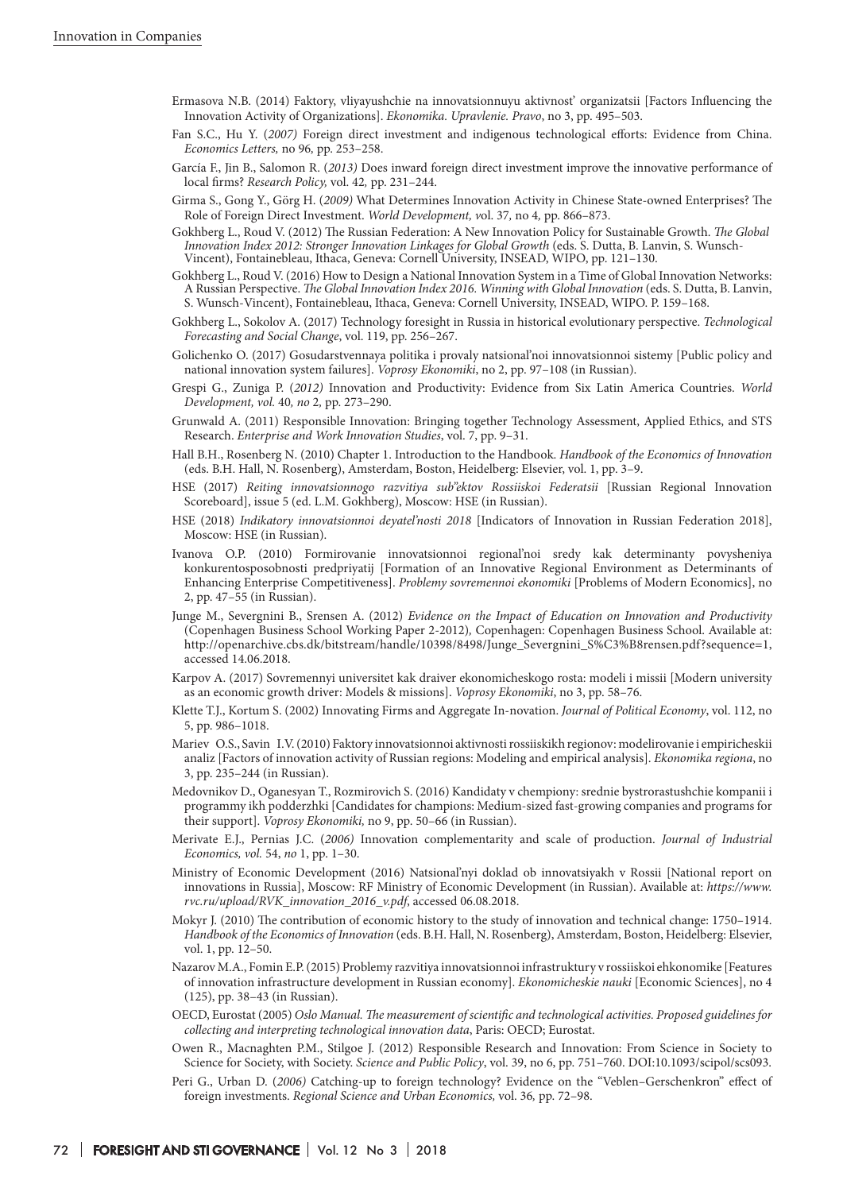Ermasova N.B. (2014) Faktory, vliyayushchie na innovatsionnuyu aktivnost' organizatsii [Factors Influencing the Innovation Activity of Organizations]. *Ekonomika. Upravlenie. Pravo*, no 3, pp. 495–503.

Fan S.C., Hu Y. (*2007)* Foreign direct investment and indigenous technological efforts: Evidence from China. *Economics Letters,* no 96*,* pp. 253–258.

García F., Jin B., Salomon R. (*2013)* Does inward foreign direct investment improve the innovative performance of local firms? *Research Policy,* vol. 42*,* pp. 231–244.

Girma S., Gong Y., Görg H. (*2009)* What Determines Innovation Activity in Chinese State-owned Enterprises? The Role of Foreign Direct Investment. *World Development, v*ol. 37*,* no 4*,* pp. 866–873.

Gokhberg L., Roud V. (2012) The Russian Federation: A New Innovation Policy for Sustainable Growth. *The Global Innovation Index 2012: Stronger Innovation Linkages for Global Growth* (eds. S. Dutta, B. Lanvin, S. Wunsch-Vincent), Fontainebleau, Ithaca, Geneva: Cornell University, INSEAD, WIPO, pp. 121–130.

Gokhberg L., Roud V. (2016) How to Design a National Innovation System in a Time of Global Innovation Networks: A Russian Perspective. *The Global Innovation Index 2016. Winning with Global Innovation* (eds. S. Dutta, B. Lanvin, S. Wunsch-Vincent), Fontainebleau, Ithaca, Geneva: Cornell University, INSEAD, WIPO. P. 159–168.

Gokhberg L., Sokolov A. (2017) Technology foresight in Russia in historical evolutionary perspective. *Technological Forecasting and Social Change*, vol. 119, pp. 256–267.

Golichenko O. (2017) Gosudarstvennaya politika i provaly natsional'noi innovatsionnoi sistemy [Public policy and national innovation system failures]. *Voprosy Ekonomiki*, no 2, pp. 97–108 (in Russian).

Grespi G., Zuniga P. (*2012)* Innovation and Productivity: Evidence from Six Latin America Countries. *World Development, vol.* 40*, no* 2*,* pp. 273–290.

Grunwald A. (2011) Responsible Innovation: Bringing together Technology Assessment, Applied Ethics, and STS Research. *Enterprise and Work Innovation Studies*, vol. 7, pp. 9–31.

Hall B.H., Rosenberg N. (2010) Chapter 1. Introduction to the Handbook. *Handbook of the Economics of Innovation* (eds. B.H. Hall, N. Rosenberg), Amsterdam, Boston, Heidelberg: Elsevier, vol. 1, pp. 3–9.

HSE (2017) *Reiting innovatsionnogo razvitiya sub"ektov Rossiiskoi Federatsii* [Russian Regional Innovation Scoreboard], issue 5 (ed. L.M. Gokhberg), Moscow: HSE (in Russian).

HSE (2018) *Indikatory innovatsionnoi deyatel'nosti 2018* [Indicators of Innovation in Russian Federation 2018], Moscow: HSE (in Russian).

Ivanova O.P. (2010) Formirovanie innovatsionnoi regional'noi sredy kak determinanty povysheniya konkurentosposobnosti predpriyatij [Formation of an Innovative Regional Environment as Determinants of Enhancing Enterprise Competitiveness]. *Problemy sovremennoi ekonomiki* [Problems of Modern Economics], no 2, pp. 47–55 (in Russian).

Junge M., Severgnini B., Srensen A. (2012) *Evidence on the Impact of Education on Innovation and Productivity* (Copenhagen Business School Working Paper 2-2012)*,* Copenhagen: Copenhagen Business School. Available at: http://openarchive.cbs.dk/bitstream/handle/10398/8498/Junge_Severgnini_S%C3%B8rensen.pdf?sequence=1, accessed 14.06.2018.

Karpov A. (2017) Sovremennyi universitet kak draiver ekonomicheskogo rosta: modeli i missii [Modern university as an economic growth driver: Models & missions]. *Voprosy Ekonomiki*, no 3, pp. 58–76.

Klette T.J., Kortum S. (2002) Innovating Firms and Aggregate In-novation. *Journal of Political Economy*, vol. 112, no 5, pp. 986–1018.

Mariev O.S., Savin I.V. (2010) Faktory innovatsionnoi aktivnosti rossiiskikh regionov: modelirovanie i empiricheskii analiz [Factors of innovation activity of Russian regions: Modeling and empirical analysis]. *Ekonomika regiona*, no 3, pp. 235–244 (in Russian).

Medovnikov D., Oganesyan T., Rozmirovich S. (2016) Kandidaty v chempiony: srednie bystrorastushchie kompanii i programmy ikh podderzhki [Candidates for champions: Medium-sized fast-growing companies and programs for their support]. *Voprosy Ekonomiki,* no 9, pp. 50–66 (in Russian).

Merivate E.J., Pernias J.C. (*2006)* Innovation complementarity and scale of production. *Journal of Industrial Economics, vol.* 54, *no* 1, pp. 1–30.

Ministry of Economic Development (2016) Natsional'nyi doklad ob innovatsiyakh v Rossii [National report on innovations in Russia], Moscow: RF Ministry of Economic Development (in Russian). Available at: *https://www.rvc.ru/upload/RVK_innovation_2016_v.pdf*, accessed 06.08.2018.

Mokyr J. (2010) The contribution of economic history to the study of innovation and technical change: 1750–1914. *Handbook of the Economics of Innovation* (eds. B.H. Hall, N. Rosenberg), Amsterdam, Boston, Heidelberg: Elsevier, vol. 1, pp. 12–50.

Nazarov M.A., Fomin E.P. (2015) Problemy razvitiya innovatsionnoi infrastruktury v rossiiskoi ehkonomike [Features of innovation infrastructure development in Russian economy]. *Ekonomicheskie nauki* [Economic Sciences], no 4 (125), pp. 38–43 (in Russian).

OECD, Eurostat (2005) *Oslo Manual. The measurement of scientific and technological activities. Proposed guidelines for collecting and interpreting technological innovation data*, Paris: OECD; Eurostat.

Owen R., Macnaghten P.M., Stilgoe J. (2012) Responsible Research and Innovation: From Science in Society to Science for Society, with Society. *Science and Public Policy*, vol. 39, no 6, pp. 751–760. DOI:10.1093/scipol/scs093.

Peri G., Urban D. (*2006)* Catching-up to foreign technology? Evidence on the "Veblen–Gerschenkron" effect of foreign investments. *Regional Science and Urban Economics,* vol. 36*,* pp. 72–98.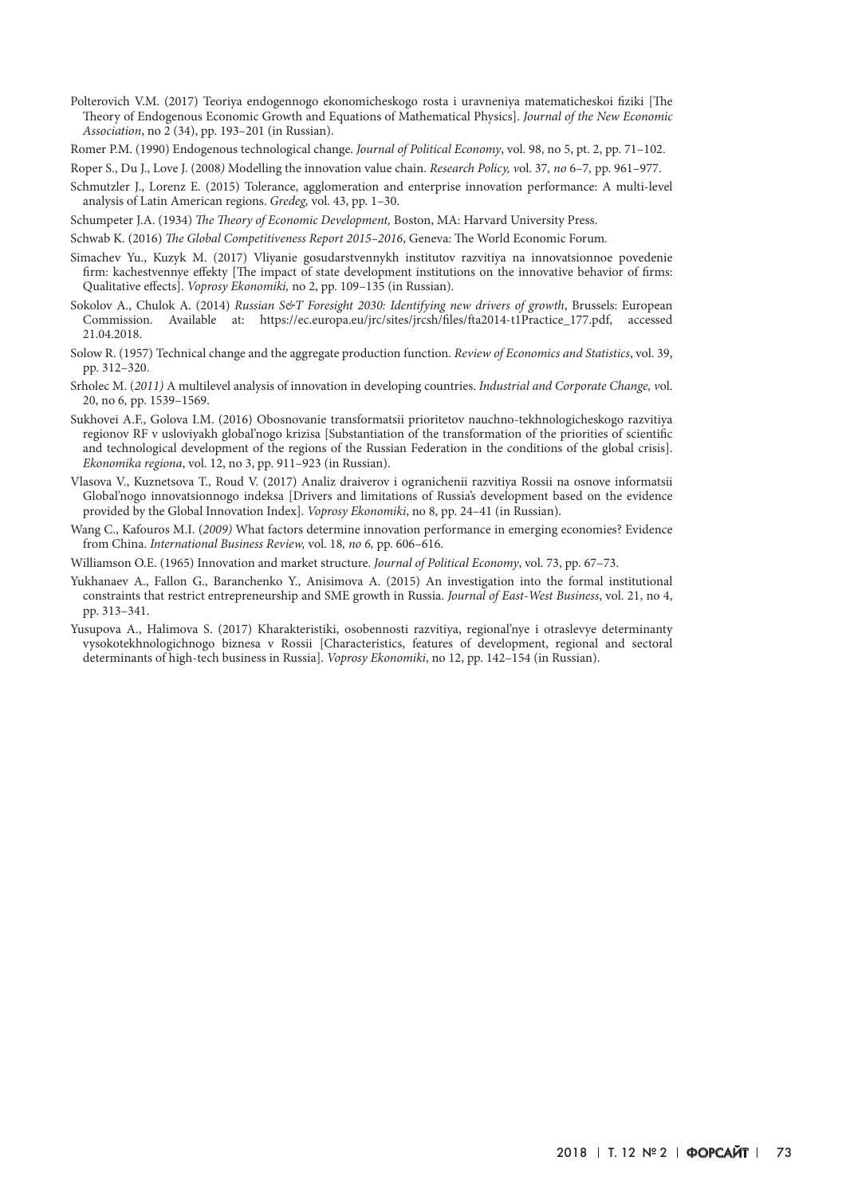Polterovich V.M. (2017) Teoriya endogennogo ekonomicheskogo rosta i uravneniya matematicheskoi fiziki [The Theory of Endogenous Economic Growth and Equations of Mathematical Physics]. *Journal of the New Economic Association*, no 2 (34), pp. 193–201 (in Russian).

Romer P.M. (1990) Endogenous technological change. *Journal of Political Economy*, vol. 98, no 5, pt. 2, pp. 71–102.

Roper S., Du J., Love J. (2008) Modelling the innovation value chain. *Research Policy, v*ol. 37*, no* 6–7*,* pp. 961–977.

Schmutzler J., Lorenz E. (2015) Tolerance, agglomeration and enterprise innovation performance: A multi-level analysis of Latin American regions. *Gredeg,* vol. 43, pp. 1–30.

Schumpeter J.A. (1934) *The Theory of Economic Development,* Boston, MA: Harvard University Press.

Schwab K. (2016) *The Global Competitiveness Report 2015–2016*, Geneva: The World Economic Forum.

Simachev Yu., Kuzyk M. (2017) Vliyanie gosudarstvennykh institutov razvitiya na innovatsionnoe povedenie firm: kachestvennye effekty [The impact of state development institutions on the innovative behavior of firms: Qualitative effects]. *Voprosy Ekonomiki,* no 2, pp. 109–135 (in Russian).

Sokolov A., Chulok A. (2014) *Russian S&T Foresight 2030: Identifying new drivers of growth*, Brussels: European Commission. Available at: https://ec.europa.eu/jrc/sites/jrcsh/files/fta2014-t1Practice_177.pdf, accessed 21.04.2018.

Solow R. (1957) Technical change and the aggregate production function. *Review of Economics and Statistics*, vol. 39, pp. 312–320.

Srholec M. (*2011)* A multilevel analysis of innovation in developing countries. *Industrial and Corporate Change, v*ol. 20, no 6*,* pp. 1539–1569.

Sukhovei A.F., Golova I.M. (2016) Obosnovanie transformatsii prioritetov nauchno-tekhnologicheskogo razvitiya regionov RF v usloviyakh global'nogo krizisa [Substantiation of the transformation of the priorities of scientific and technological development of the regions of the Russian Federation in the conditions of the global crisis]. *Ekonomika regiona*, vol. 12, no 3, pp. 911–923 (in Russian).

Vlasova V., Kuznetsova T., Roud V. (2017) Analiz draiverov i ogranichenii razvitiya Rossii na osnove informatsii Global'nogo innovatsionnogo indeksa [Drivers and limitations of Russia's development based on the evidence provided by the Global Innovation Index]. *Voprosy Ekonomiki*, no 8, pp. 24–41 (in Russian).

Wang C., Kafouros M.I. (*2009)* What factors determine innovation performance in emerging economies? Evidence from China. *International Business Review,* vol. 18*, no 6,* pp. 606–616.

Williamson O.E. (1965) Innovation and market structure. *Journal of Political Economy*, vol. 73, pp. 67–73.

Yukhanaev A., Fallon G., Baranchenko Y., Anisimova A. (2015) An investigation into the formal institutional constraints that restrict entrepreneurship and SME growth in Russia. *Journal of East-West Business*, vol. 21, no 4, pp. 313–341.

Yusupova A., Halimova S. (2017) Kharakteristiki, osobennosti razvitiya, regional'nye i otraslevye determinanty vysokotekhnologichnogo biznesa v Rossii [Characteristics, features of development, regional and sectoral determinants of high-tech business in Russia]. *Voprosy Ekonomiki*, no 12, pp. 142–154 (in Russian).